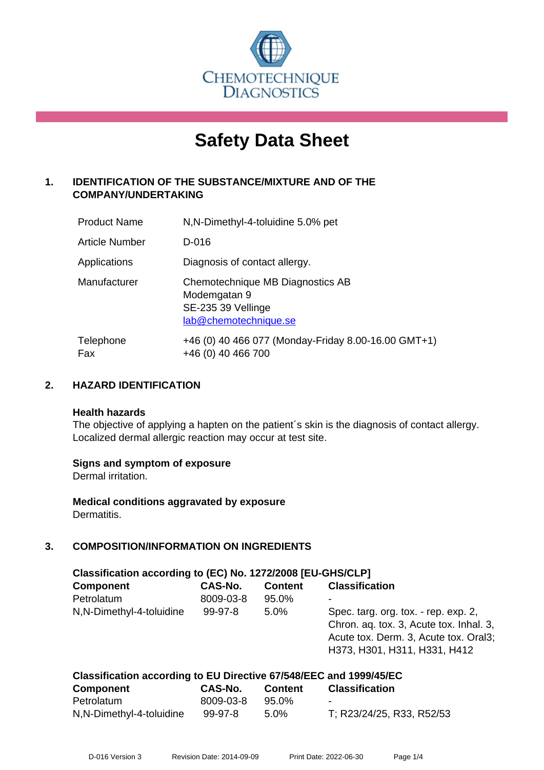CHEMOTECHNIQUE DIAGNOSTICS

# Safety Data Sheet

## 1. IDENTIFICATION OF THE SUBSTANCE/MIXTURE AND OF THE COMPANY/UNDERTAKING

| | |
|---|---|
| Product Name | N,N-Dimethyl-4-toluidine 5.0% pet |
| Article Number | D-016 |
| Applications | Diagnosis of contact allergy. |
| Manufacturer | Chemotechnique MB Diagnostics AB<br>Modemgatan 9<br>SE-235 39 Vellinge<br>lab@chemotechnique.se |
| Telephone<br>Fax | +46 (0) 40 466 077 (Monday-Friday 8.00-16.00 GMT+1)<br>+46 (0) 40 466 700 |

## 2. HAZARD IDENTIFICATION

**Health hazards**

The objective of applying a hapten on the patient´s skin is the diagnosis of contact allergy. Localized dermal allergic reaction may occur at test site.

**Signs and symptom of exposure**

Dermal irritation.

**Medical conditions aggravated by exposure**

Dermatitis.

## 3. COMPOSITION/INFORMATION ON INGREDIENTS

**Classification according to (EC) No. 1272/2008 [EU-GHS/CLP]**

| Component | CAS-No. | Content | Classification |
|---|---|---|---|
| Petrolatum | 8009-03-8 | 95.0% | - |
| N,N-Dimethyl-4-toluidine | 99-97-8 | 5.0% | Spec. targ. org. tox. - rep. exp. 2, Chron. aq. tox. 3, Acute tox. Inhal. 3, Acute tox. Derm. 3, Acute tox. Oral3; H373, H301, H311, H331, H412 |

**Classification according to EU Directive 67/548/EEC and 1999/45/EC**

| Component | CAS-No. | Content | Classification |
|---|---|---|---|
| Petrolatum | 8009-03-8 | 95.0% | - |
| N,N-Dimethyl-4-toluidine | 99-97-8 | 5.0% | T; R23/24/25, R33, R52/53 |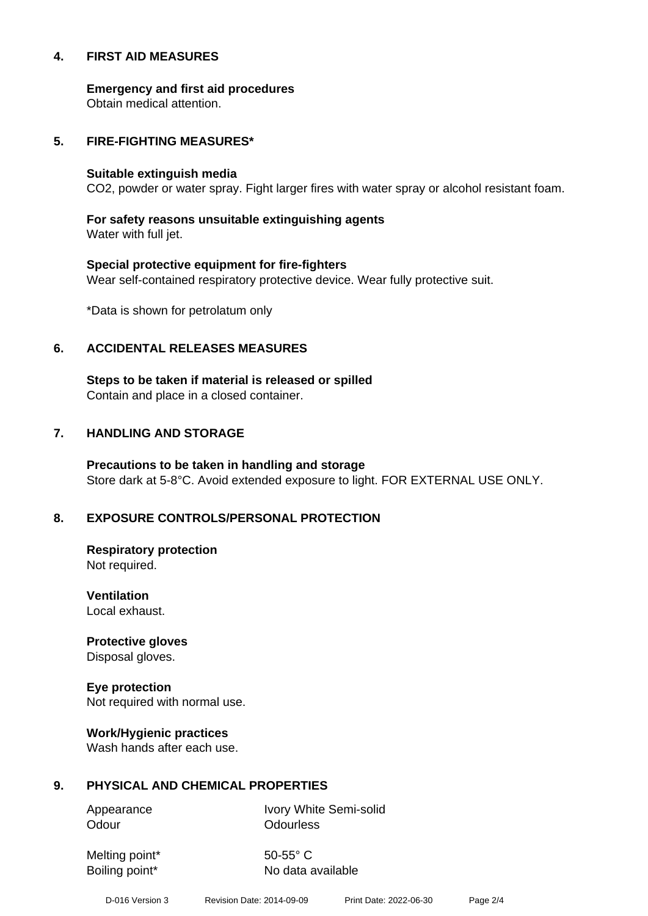## 4. FIRST AID MEASURES

**Emergency and first aid procedures**
Obtain medical attention.

## 5. FIRE-FIGHTING MEASURES*

**Suitable extinguish media**
$CO_2$, powder or water spray. Fight larger fires with water spray or alcohol resistant foam.

**For safety reasons unsuitable extinguishing agents**
Water with full jet.

**Special protective equipment for fire-fighters**
Wear self-contained respiratory protective device. Wear fully protective suit.

*Data is shown for petrolatum only

## 6. ACCIDENTAL RELEASES MEASURES

**Steps to be taken if material is released or spilled**
Contain and place in a closed container.

## 7. HANDLING AND STORAGE

**Precautions to be taken in handling and storage**
Store dark at 5-8°C. Avoid extended exposure to light. FOR EXTERNAL USE ONLY.

## 8. EXPOSURE CONTROLS/PERSONAL PROTECTION

**Respiratory protection**
Not required.

**Ventilation**
Local exhaust.

**Protective gloves**
Disposal gloves.

**Eye protection**
Not required with normal use.

**Work/Hygienic practices**
Wash hands after each use.

## 9. PHYSICAL AND CHEMICAL PROPERTIES

| | |
|---|---|
| Appearance | Ivory White Semi-solid |
| Odour | Odourless |
| Melting point* | 50-55° C |
| Boiling point* | No data available |

D-016 Version 3 Revision Date: 2014-09-09 Print Date: 2022-06-30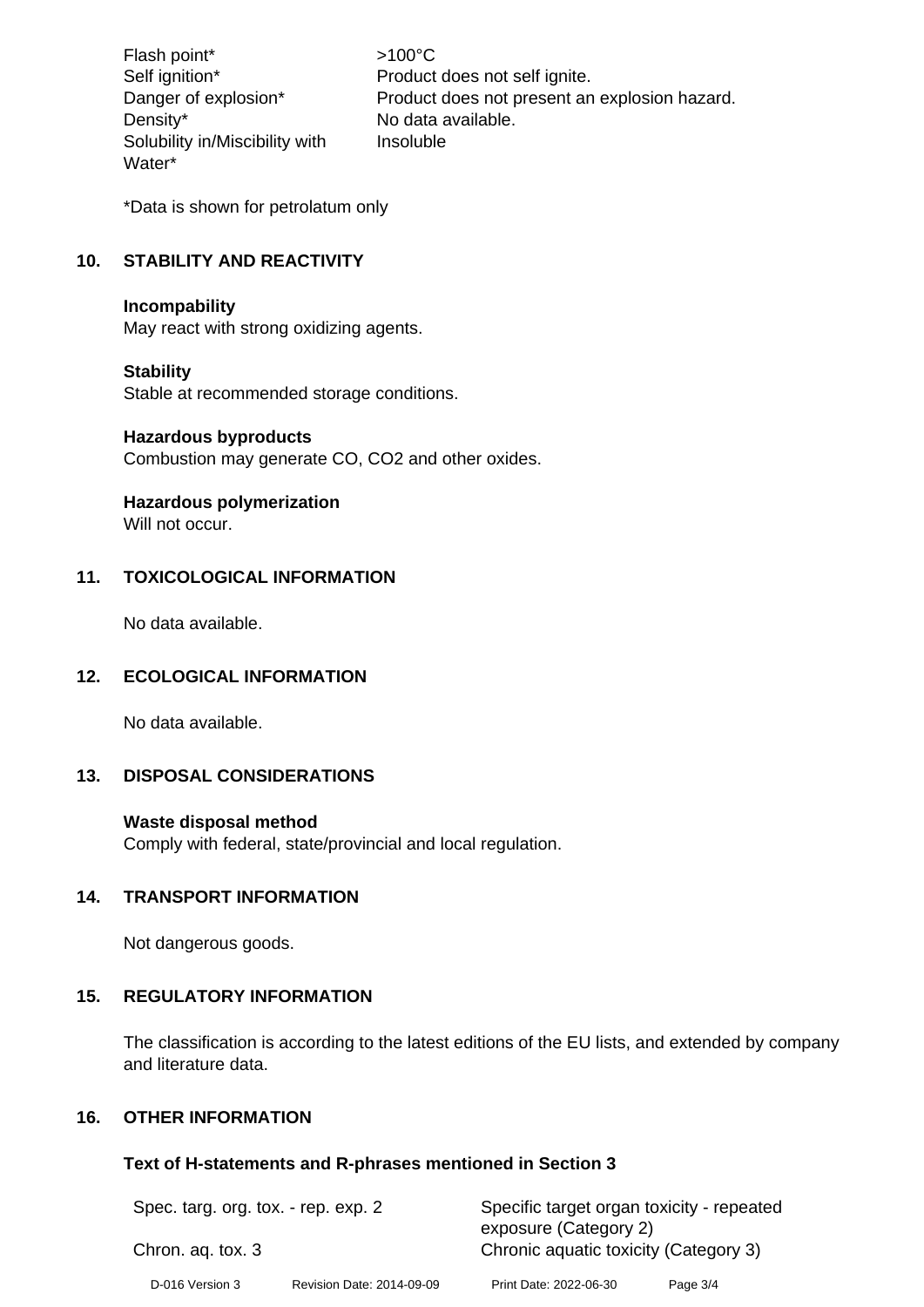| | |
|---|---|
| Flash point* | >100°C |
| Self ignition* | Product does not self ignite. |
| Danger of explosion* | Product does not present an explosion hazard. |
| Density* | No data available. |
| Solubility in/Miscibility with Water* | Insoluble |

*Data is shown for petrolatum only

## 10. STABILITY AND REACTIVITY

**Incompability**
May react with strong oxidizing agents.

**Stability**
Stable at recommended storage conditions.

**Hazardous byproducts**
Combustion may generate CO, $CO_2$ and other oxides.

**Hazardous polymerization**
Will not occur.

## 11. TOXICOLOGICAL INFORMATION

No data available.

## 12. ECOLOGICAL INFORMATION

No data available.

## 13. DISPOSAL CONSIDERATIONS

**Waste disposal method**
Comply with federal, state/provincial and local regulation.

## 14. TRANSPORT INFORMATION

Not dangerous goods.

## 15. REGULATORY INFORMATION

The classification is according to the latest editions of the EU lists, and extended by company and literature data.

## 16. OTHER INFORMATION

### Text of H-statements and R-phrases mentioned in Section 3

| | |
|---|---|
| Spec. targ. org. tox. - rep. exp. 2 | Specific target organ toxicity - repeated exposure (Category 2) |
| Chron. aq. tox. 3 | Chronic aquatic toxicity (Category 3) |

D-016 Version 3 Revision Date: 2014-09-09 Print Date: 2022-06-30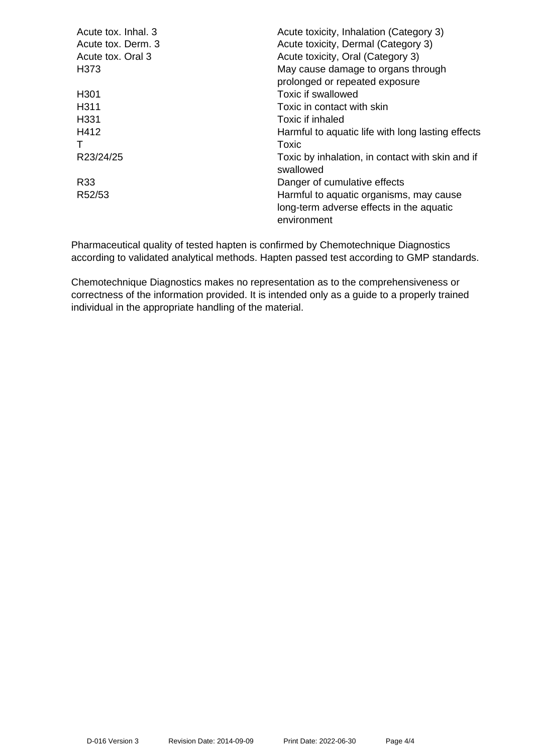| | |
|---|---|
| Acute tox. Inhal. 3 | Acute toxicity, Inhalation (Category 3) |
| Acute tox. Derm. 3 | Acute toxicity, Dermal (Category 3) |
| Acute tox. Oral 3 | Acute toxicity, Oral (Category 3) |
| H373 | May cause damage to organs through prolonged or repeated exposure |
| H301 | Toxic if swallowed |
| H311 | Toxic in contact with skin |
| H331 | Toxic if inhaled |
| H412 | Harmful to aquatic life with long lasting effects |
| T | Toxic |
| R23/24/25 | Toxic by inhalation, in contact with skin and if swallowed |
| R33 | Danger of cumulative effects |
| R52/53 | Harmful to aquatic organisms, may cause long-term adverse effects in the aquatic environment |

Pharmaceutical quality of tested hapten is confirmed by Chemotechnique Diagnostics according to validated analytical methods. Hapten passed test according to GMP standards.

Chemotechnique Diagnostics makes no representation as to the comprehensiveness or correctness of the information provided. It is intended only as a guide to a properly trained individual in the appropriate handling of the material.